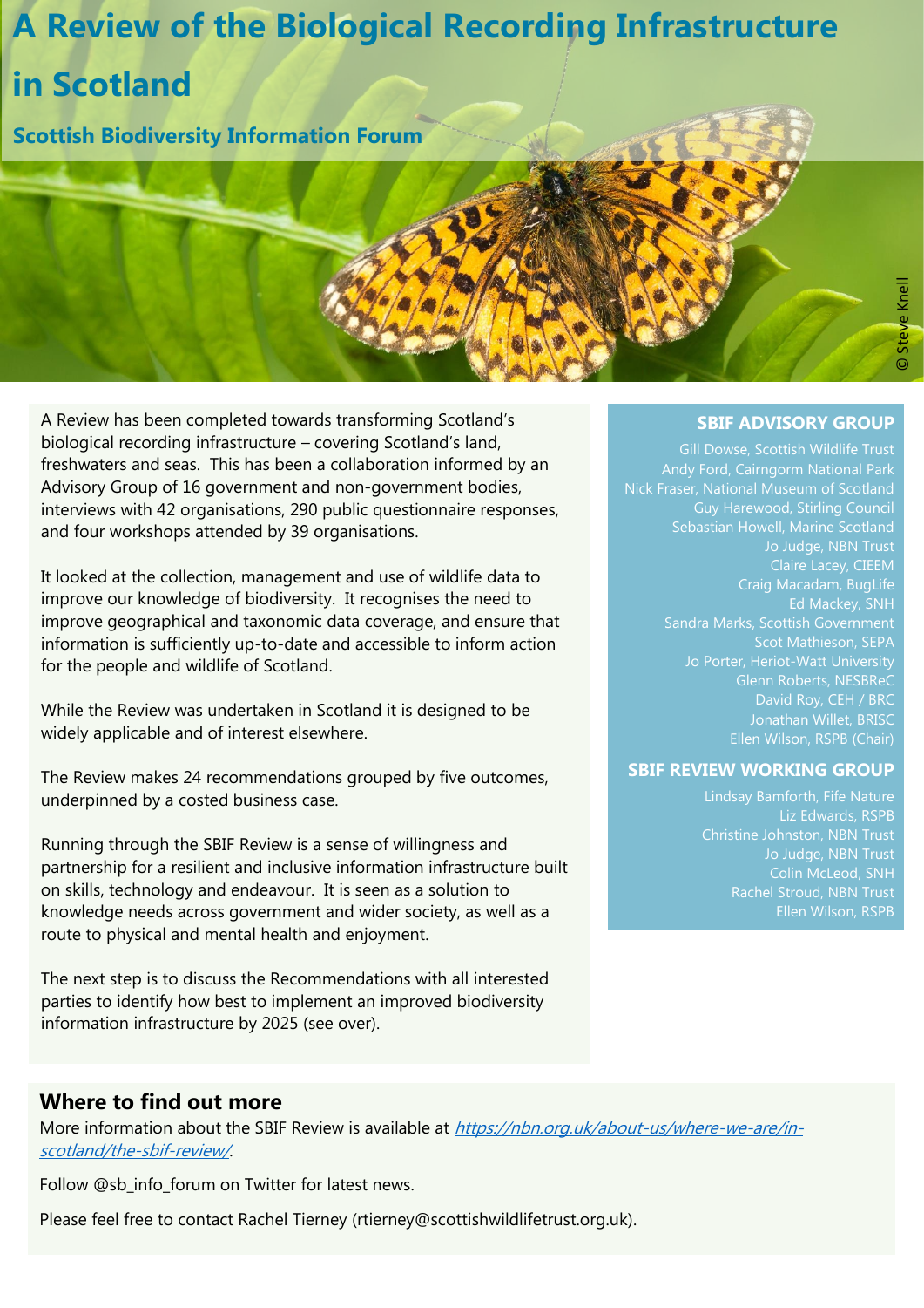# A Review of the Biological Recording Infrastructure in Scotland

## Scottish Biodiversity Information Forum

© Steve Knell

A Review has been completed towards transforming Scotland's biological recording infrastructure – covering Scotland's land, freshwaters and seas. This has been a collaboration informed by an Advisory Group of 16 government and non-government bodies, interviews with 42 organisations, 290 public questionnaire responses, and four workshops attended by 39 organisations.

It looked at the collection, management and use of wildlife data to improve our knowledge of biodiversity. It recognises the need to improve geographical and taxonomic data coverage, and ensure that information is sufficiently up-to-date and accessible to inform action for the people and wildlife of Scotland.

While the Review was undertaken in Scotland it is designed to be widely applicable and of interest elsewhere.

The Review makes 24 recommendations grouped by five outcomes, underpinned by a costed business case.

Running through the SBIF Review is a sense of willingness and partnership for a resilient and inclusive information infrastructure built on skills, technology and endeavour. It is seen as a solution to knowledge needs across government and wider society, as well as a route to physical and mental health and enjoyment.

The next step is to discuss the Recommendations with all interested parties to identify how best to implement an improved biodiversity information infrastructure by 2025 (see over).

### SBIF ADVISORY GROUP

Gill Dowse, Scottish Wildlife Trust
Andy Ford, Cairngorm National Park
Nick Fraser, National Museum of Scotland
Guy Harewood, Stirling Council
Sebastian Howell, Marine Scotland
Jo Judge, NBN Trust
Claire Lacey, CIEEM
Craig Macadam, BugLife
Ed Mackey, SNH
Sandra Marks, Scottish Government
Scot Mathieson, SEPA
Jo Porter, Heriot-Watt University
Glenn Roberts, NESBReC
David Roy, CEH / BRC
Jonathan Willet, BRISC
Ellen Wilson, RSPB (Chair)

### SBIF REVIEW WORKING GROUP

Lindsay Bamforth, Fife Nature
Liz Edwards, RSPB
Christine Johnston, NBN Trust
Jo Judge, NBN Trust
Colin McLeod, SNH
Rachel Stroud, NBN Trust
Ellen Wilson, RSPB

## Where to find out more

More information about the SBIF Review is available at *https://nbn.org.uk/about-us/where-we-are/in-scotland/the-sbif-review/*.

Follow @sb_info_forum on Twitter for latest news.

Please feel free to contact Rachel Tierney (rtierney@scottishwildlifetrust.org.uk).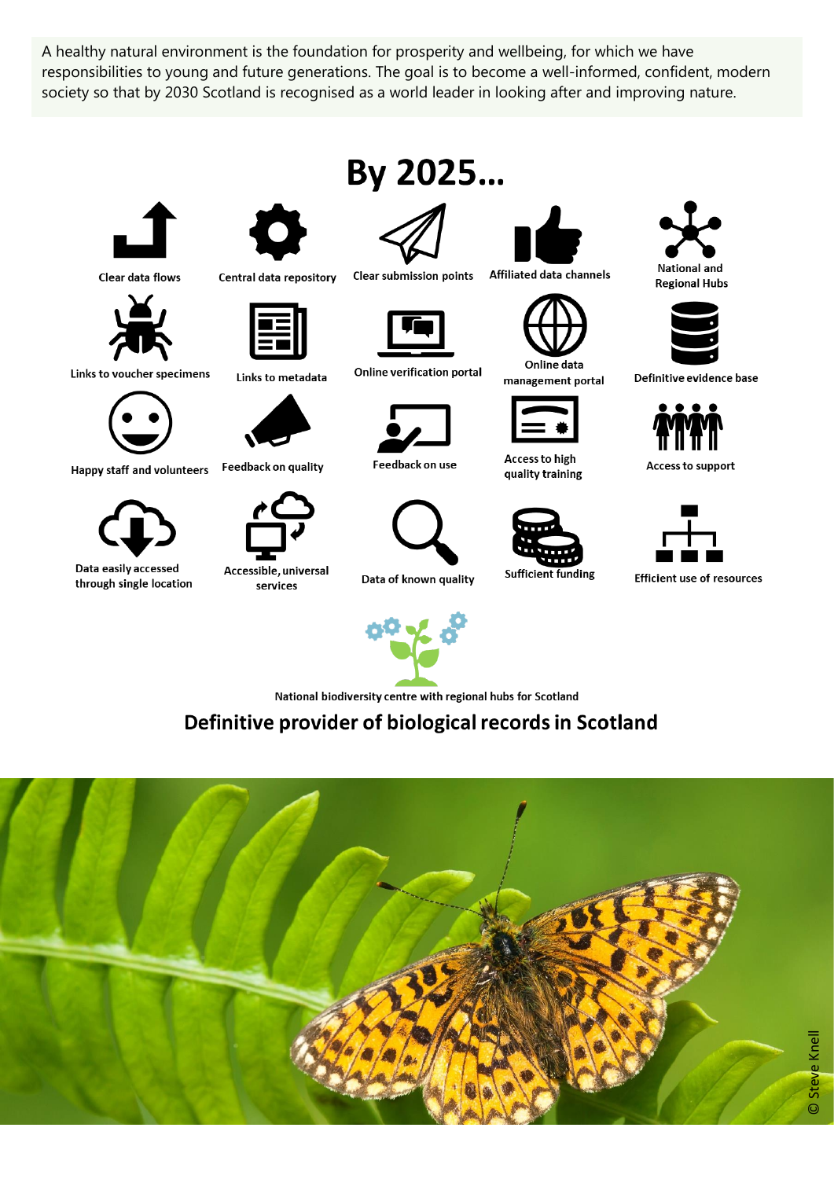A healthy natural environment is the foundation for prosperity and wellbeing, for which we have responsibilities to young and future generations. The goal is to become a well-informed, confident, modern society so that by 2030 Scotland is recognised as a world leader in looking after and improving nature.

# By 2025...

- Clear data flows
- Central data repository
- Clear submission points
- Affiliated data channels
- National and Regional Hubs
- Links to voucher specimens
- Links to metadata
- Online verification portal
- Online data management portal
- Definitive evidence base
- Happy staff and volunteers
- Feedback on quality
- Feedback on use
- Access to high quality training
- Access to support
- Data easily accessed through single location
- Accessible, universal services
- Data of known quality
- Sufficient funding
- Efficient use of resources

National biodiversity centre with regional hubs for Scotland

## Definitive provider of biological records in Scotland

© Steve Knell